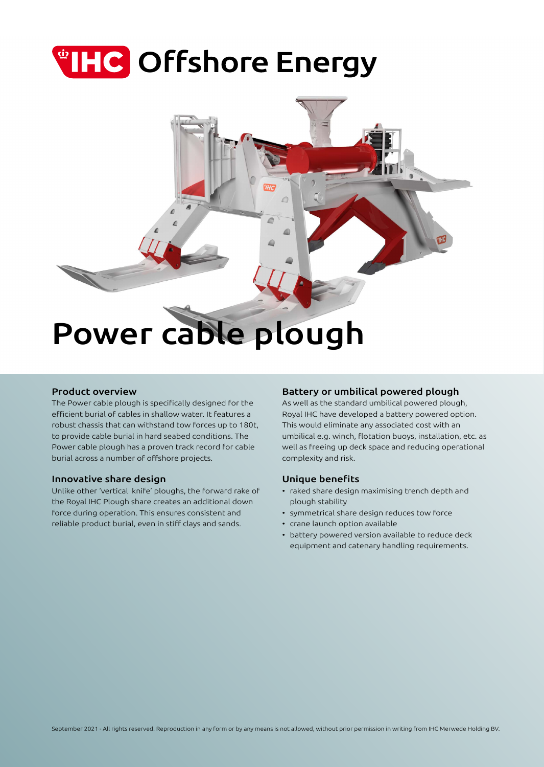# IHC Offshore Energy

# Power cable plough

## Product overview

The Power cable plough is specifically designed for the efficient burial of cables in shallow water. It features a robust chassis that can withstand tow forces up to 180t, to provide cable burial in hard seabed conditions. The Power cable plough has a proven track record for cable burial across a number of offshore projects.

## Innovative share design

Unlike other 'vertical knife' ploughs, the forward rake of the Royal IHC Plough share creates an additional down force during operation. This ensures consistent and reliable product burial, even in stiff clays and sands.

## Battery or umbilical powered plough

As well as the standard umbilical powered plough, Royal IHC have developed a battery powered option. This would eliminate any associated cost with an umbilical e.g. winch, flotation buoys, installation, etc. as well as freeing up deck space and reducing operational complexity and risk.

## Unique benefits

- raked share design maximising trench depth and plough stability
- symmetrical share design reduces tow force
- crane launch option available
- battery powered version available to reduce deck equipment and catenary handling requirements.

September 2021 - All rights reserved. Reproduction in any form or by any means is not allowed, without prior permission in writing from IHC Merwede Holding BV.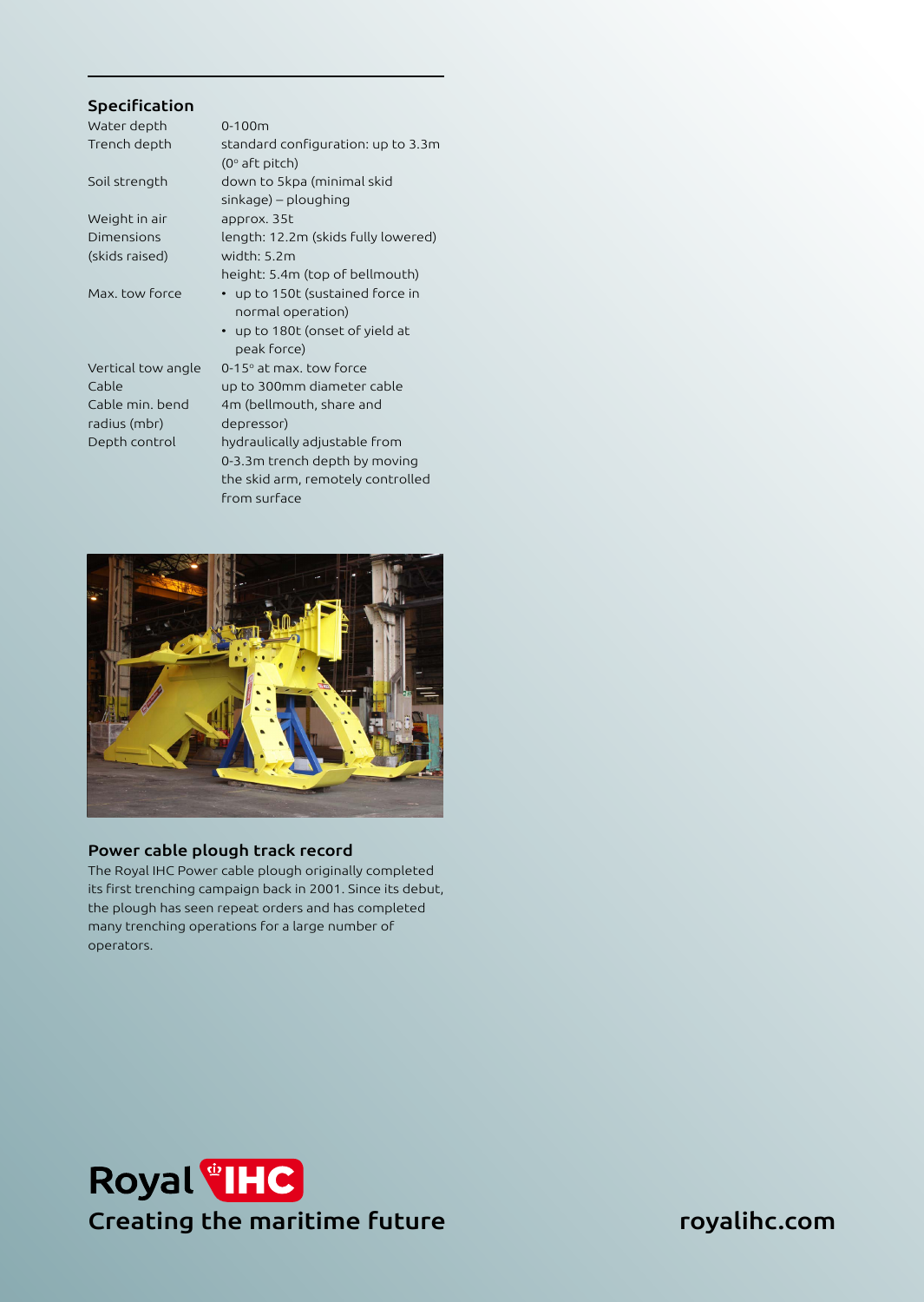## Specification

| | |
|---|---|
| Water depth | 0-100m |
| Trench depth | standard configuration: up to 3.3m (0° aft pitch) |
| Soil strength | down to 5kpa (minimal skid sinkage) – ploughing |
| Weight in air | approx. 35t |
| Dimensions (skids raised) | length: 12.2m (skids fully lowered)<br>width: 5.2m<br>height: 5.4m (top of bellmouth) |
| Max. tow force | • up to 150t (sustained force in normal operation)<br>• up to 180t (onset of yield at peak force) |
| Vertical tow angle | 0-15° at max. tow force |
| Cable | up to 300mm diameter cable |
| Cable min. bend radius (mbr) | 4m (bellmouth, share and depressor) |
| Depth control | hydraulically adjustable from 0-3.3m trench depth by moving the skid arm, remotely controlled from surface |

## Power cable plough track record

The Royal IHC Power cable plough originally completed its first trenching campaign back in 2001. Since its debut, the plough has seen repeat orders and has completed many trenching operations for a large number of operators.

Royal IHC
Creating the maritime future

royalihc.com